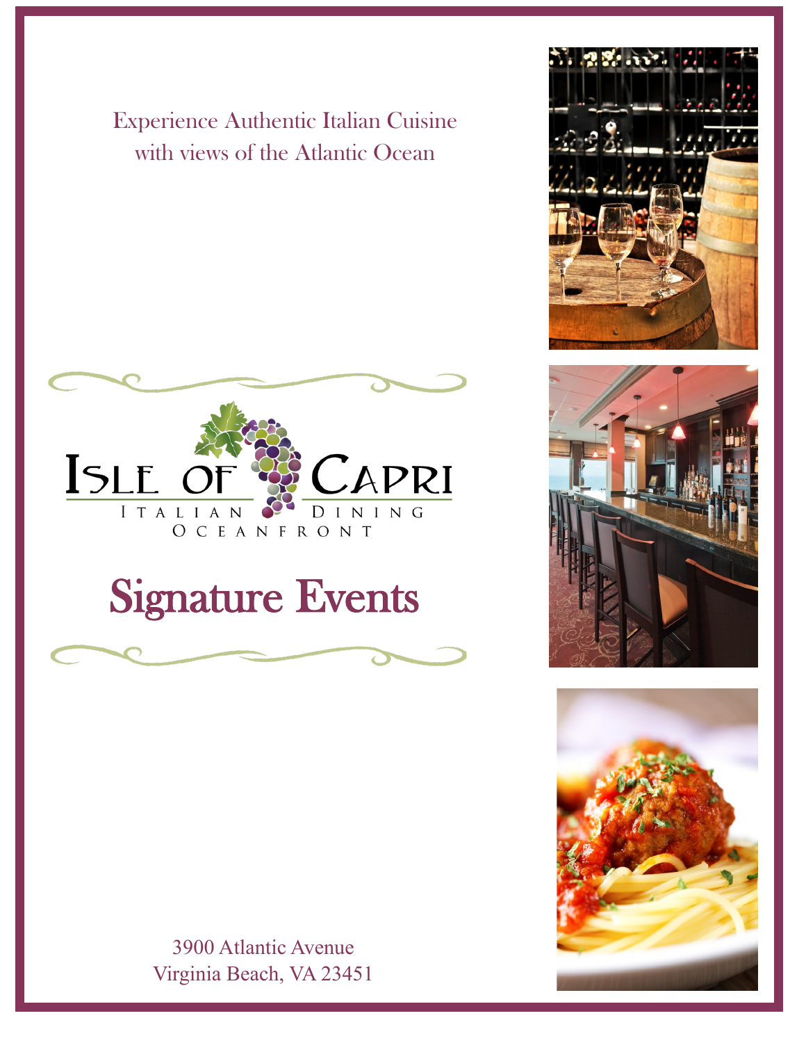Experience Authentic Italian Cuisine
with views of the Atlantic Ocean

ISLE OF CAPRI

ITALIAN DINING
OCEANFRONT

# Signature Events

3900 Atlantic Avenue
Virginia Beach, VA 23451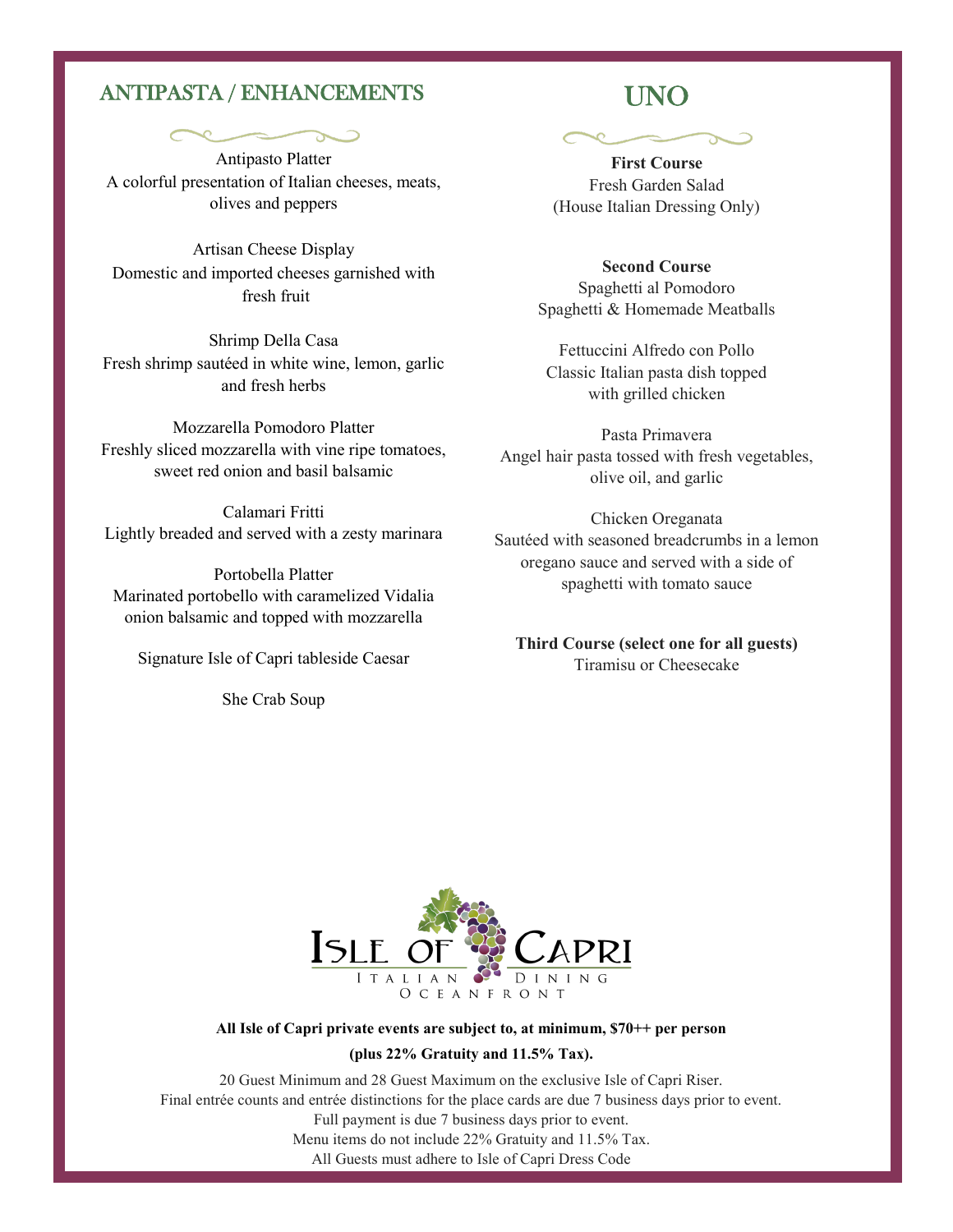## ANTIPASTA / ENHANCEMENTS

Antipasto Platter
A colorful presentation of Italian cheeses, meats, olives and peppers

Artisan Cheese Display
Domestic and imported cheeses garnished with fresh fruit

Shrimp Della Casa
Fresh shrimp sautéed in white wine, lemon, garlic and fresh herbs

Mozzarella Pomodoro Platter
Freshly sliced mozzarella with vine ripe tomatoes, sweet red onion and basil balsamic

Calamari Fritti
Lightly breaded and served with a zesty marinara

Portobella Platter
Marinated portobello with caramelized Vidalia onion balsamic and topped with mozzarella

Signature Isle of Capri tableside Caesar

She Crab Soup

## UNO

**First Course**
Fresh Garden Salad
(House Italian Dressing Only)

**Second Course**
Spaghetti al Pomodoro
Spaghetti & Homemade Meatballs

Fettuccini Alfredo con Pollo
Classic Italian pasta dish topped with grilled chicken

Pasta Primavera
Angel hair pasta tossed with fresh vegetables, olive oil, and garlic

Chicken Oreganata
Sautéed with seasoned breadcrumbs in a lemon oregano sauce and served with a side of spaghetti with tomato sauce

**Third Course (select one for all guests)**
Tiramisu or Cheesecake

ISLE OF CAPRI
ITALIAN DINING
OCEANFRONT

**All Isle of Capri private events are subject to, at minimum, $70++ per person**

**(plus 22% Gratuity and 11.5% Tax).**

20 Guest Minimum and 28 Guest Maximum on the exclusive Isle of Capri Riser.
Final entrée counts and entrée distinctions for the place cards are due 7 business days prior to event.
Full payment is due 7 business days prior to event.
Menu items do not include 22% Gratuity and 11.5% Tax.
All Guests must adhere to Isle of Capri Dress Code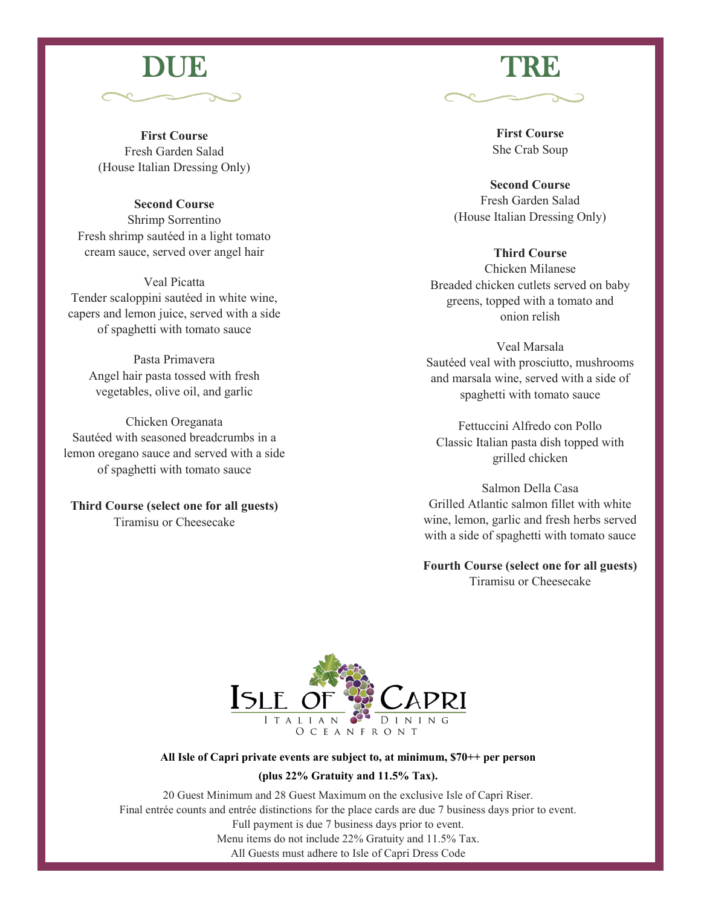# DUE

**First Course**
Fresh Garden Salad
(House Italian Dressing Only)

**Second Course**
Shrimp Sorrentino
Fresh shrimp sautéed in a light tomato cream sauce, served over angel hair

Veal Picatta
Tender scaloppini sautéed in white wine, capers and lemon juice, served with a side of spaghetti with tomato sauce

Pasta Primavera
Angel hair pasta tossed with fresh vegetables, olive oil, and garlic

Chicken Oreganata
Sautéed with seasoned breadcrumbs in a lemon oregano sauce and served with a side of spaghetti with tomato sauce

**Third Course (select one for all guests)**
Tiramisu or Cheesecake

# TRE

**First Course**
She Crab Soup

**Second Course**
Fresh Garden Salad
(House Italian Dressing Only)

**Third Course**
Chicken Milanese
Breaded chicken cutlets served on baby greens, topped with a tomato and onion relish

Veal Marsala
Sautéed veal with prosciutto, mushrooms and marsala wine, served with a side of spaghetti with tomato sauce

Fettuccini Alfredo con Pollo
Classic Italian pasta dish topped with grilled chicken

Salmon Della Casa
Grilled Atlantic salmon fillet with white wine, lemon, garlic and fresh herbs served with a side of spaghetti with tomato sauce

**Fourth Course (select one for all guests)**
Tiramisu or Cheesecake

Isle of Capri
Italian Dining
Oceanfront

**All Isle of Capri private events are subject to, at minimum, $70++ per person**

**(plus 22% Gratuity and 11.5% Tax).**

20 Guest Minimum and 28 Guest Maximum on the exclusive Isle of Capri Riser.
Final entrée counts and entrée distinctions for the place cards are due 7 business days prior to event.
Full payment is due 7 business days prior to event.
Menu items do not include 22% Gratuity and 11.5% Tax.
All Guests must adhere to Isle of Capri Dress Code